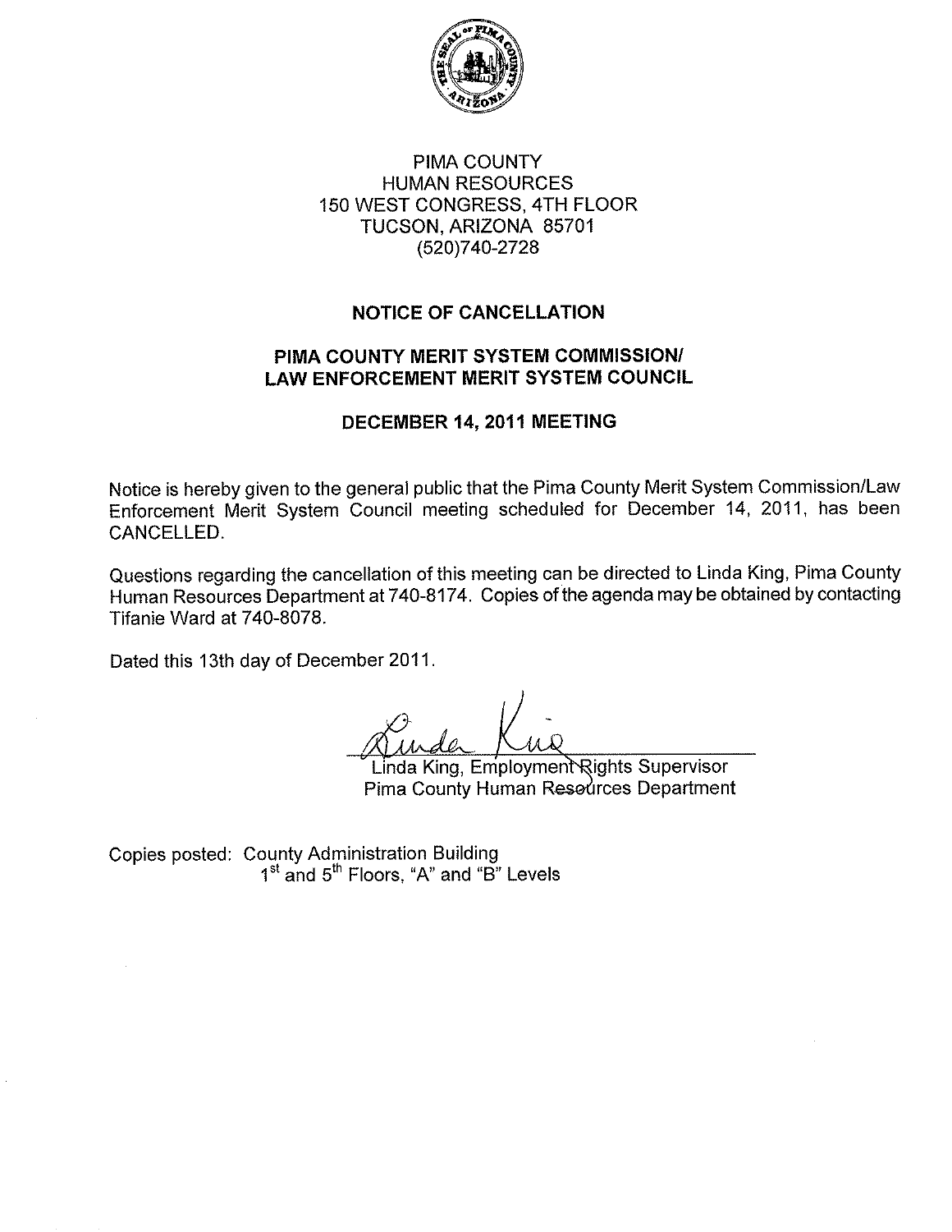PIMA COUNTY
HUMAN RESOURCES
150 WEST CONGRESS, 4TH FLOOR
TUCSON, ARIZONA 85701
(520)740-2728

# NOTICE OF CANCELLATION

## PIMA COUNTY MERIT SYSTEM COMMISSION/ LAW ENFORCEMENT MERIT SYSTEM COUNCIL

## DECEMBER 14, 2011 MEETING

Notice is hereby given to the general public that the Pima County Merit System Commission/Law Enforcement Merit System Council meeting scheduled for December 14, 2011, has been CANCELLED.

Questions regarding the cancellation of this meeting can be directed to Linda King, Pima County Human Resources Department at 740-8174. Copies of the agenda may be obtained by contacting Tifanie Ward at 740-8078.

Dated this 13th day of December 2011.

Linda King, Employment Rights Supervisor
Pima County Human Resources Department

Copies posted: County Administration Building
1st and 5th Floors, "A" and "B" Levels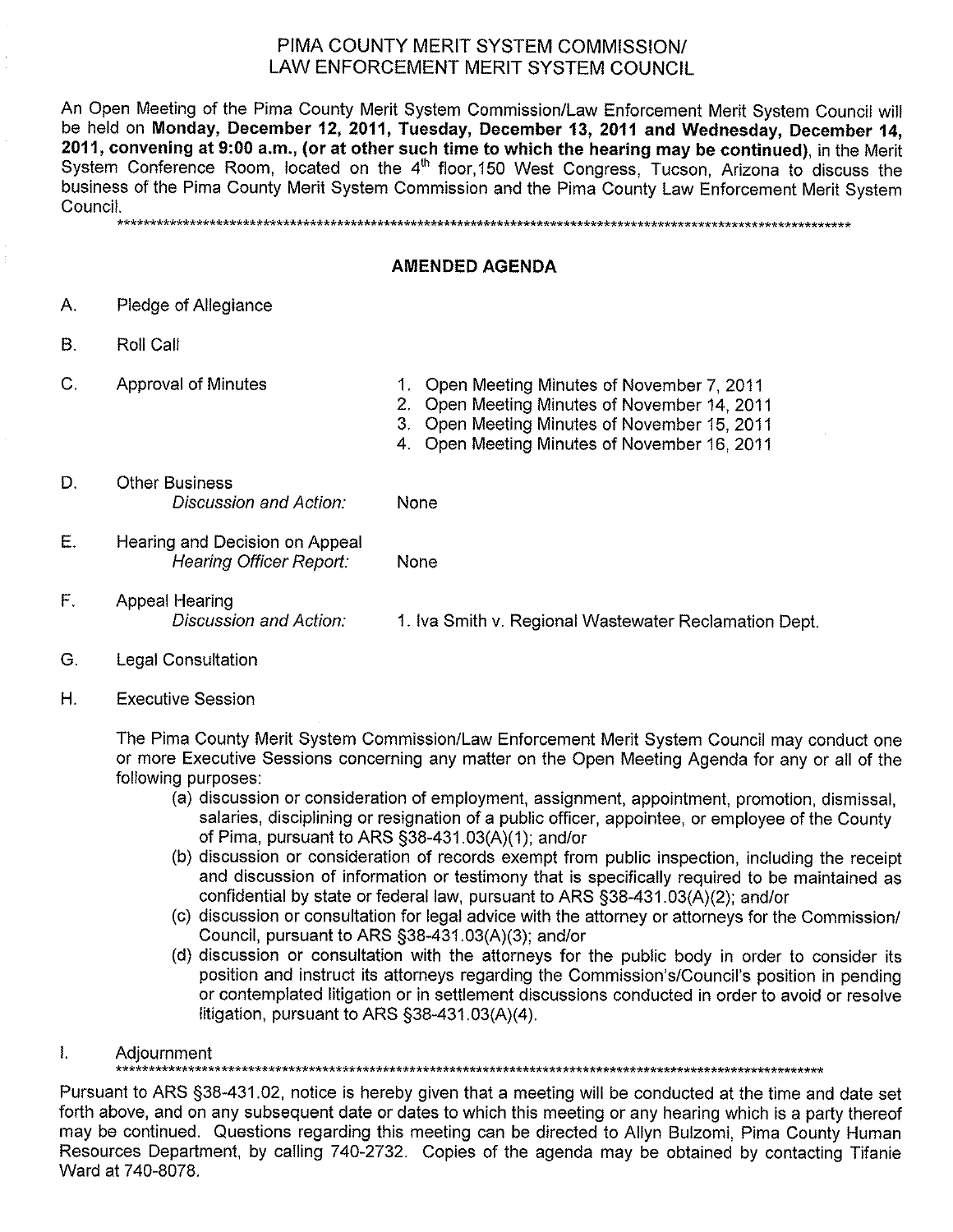# PIMA COUNTY MERIT SYSTEM COMMISSION/ LAW ENFORCEMENT MERIT SYSTEM COUNCIL

An Open Meeting of the Pima County Merit System Commission/Law Enforcement Merit System Council will be held on **Monday, December 12, 2011, Tuesday, December 13, 2011 and Wednesday, December 14, 2011, convening at 9:00 a.m., (or at other such time to which the hearing may be continued)**, in the Merit System Conference Room, located on the 4th floor,150 West Congress, Tucson, Arizona to discuss the business of the Pima County Merit System Commission and the Pima County Law Enforcement Merit System Council.

******************************************************************************************************************

## AMENDED AGENDA

A. Pledge of Allegiance

B. Roll Call

C. Approval of Minutes
1. Open Meeting Minutes of November 7, 2011
2. Open Meeting Minutes of November 14, 2011
3. Open Meeting Minutes of November 15, 2011
4. Open Meeting Minutes of November 16, 2011

D. Other Business
*Discussion and Action:* None

E. Hearing and Decision on Appeal
*Hearing Officer Report:* None

F. Appeal Hearing
*Discussion and Action:* 1. Iva Smith v. Regional Wastewater Reclamation Dept.

G. Legal Consultation

H. Executive Session

The Pima County Merit System Commission/Law Enforcement Merit System Council may conduct one or more Executive Sessions concerning any matter on the Open Meeting Agenda for any or all of the following purposes:

(a) discussion or consideration of employment, assignment, appointment, promotion, dismissal, salaries, disciplining or resignation of a public officer, appointee, or employee of the County of Pima, pursuant to ARS §38-431.03(A)(1); and/or

(b) discussion or consideration of records exempt from public inspection, including the receipt and discussion of information or testimony that is specifically required to be maintained as confidential by state or federal law, pursuant to ARS §38-431.03(A)(2); and/or

(c) discussion or consultation for legal advice with the attorney or attorneys for the Commission/ Council, pursuant to ARS §38-431.03(A)(3); and/or

(d) discussion or consultation with the attorneys for the public body in order to consider its position and instruct its attorneys regarding the Commission's/Council's position in pending or contemplated litigation or in settlement discussions conducted in order to avoid or resolve litigation, pursuant to ARS §38-431.03(A)(4).

I. Adjournment

******************************************************************************************************************

Pursuant to ARS §38-431.02, notice is hereby given that a meeting will be conducted at the time and date set forth above, and on any subsequent date or dates to which this meeting or any hearing which is a party thereof may be continued. Questions regarding this meeting can be directed to Allyn Bulzomi, Pima County Human Resources Department, by calling 740-2732. Copies of the agenda may be obtained by contacting Tifanie Ward at 740-8078.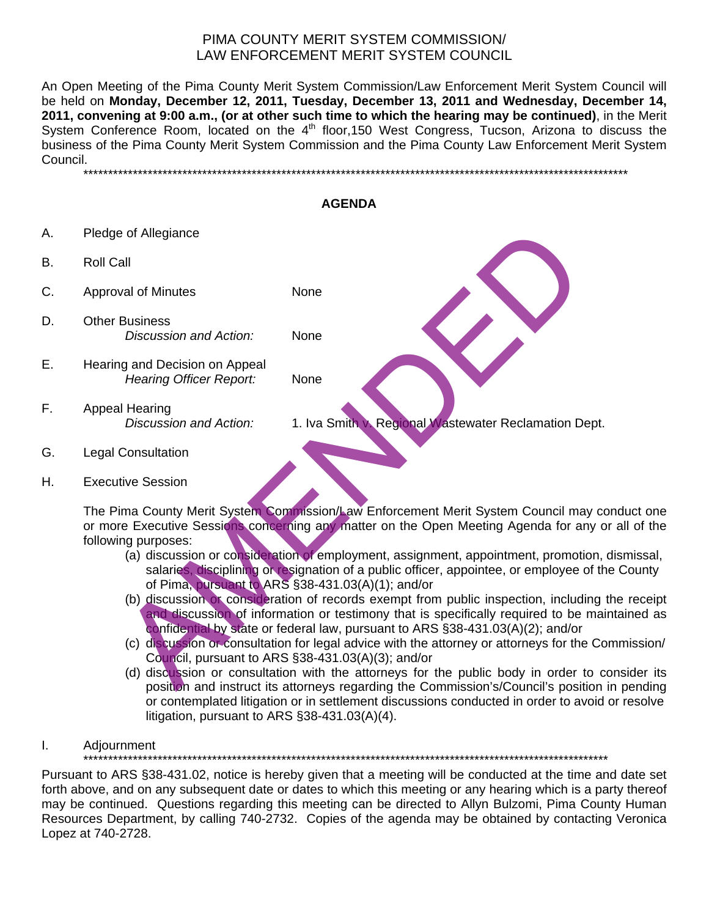# PIMA COUNTY MERIT SYSTEM COMMISSION/ LAW ENFORCEMENT MERIT SYSTEM COUNCIL

An Open Meeting of the Pima County Merit System Commission/Law Enforcement Merit System Council will be held on **Monday, December 12, 2011, Tuesday, December 13, 2011 and Wednesday, December 14, 2011, convening at 9:00 a.m., (or at other such time to which the hearing may be continued)**, in the Merit System Conference Room, located on the 4th floor,150 West Congress, Tucson, Arizona to discuss the business of the Pima County Merit System Commission and the Pima County Law Enforcement Merit System Council.

*************************************************************************************************************

AMENDED

## AGENDA

A. Pledge of Allegiance

B. Roll Call

C. Approval of Minutes — None

D. Other Business
*Discussion and Action:* — None

E. Hearing and Decision on Appeal
*Hearing Officer Report:* — None

F. Appeal Hearing
*Discussion and Action:* — 1. Iva Smith v. Regional Wastewater Reclamation Dept.

G. Legal Consultation

H. Executive Session

The Pima County Merit System Commission/Law Enforcement Merit System Council may conduct one or more Executive Sessions concerning any matter on the Open Meeting Agenda for any or all of the following purposes:

(a) discussion or consideration of employment, assignment, appointment, promotion, dismissal, salaries, disciplining or resignation of a public officer, appointee, or employee of the County of Pima, pursuant to ARS §38-431.03(A)(1); and/or

(b) discussion or consideration of records exempt from public inspection, including the receipt and discussion of information or testimony that is specifically required to be maintained as confidential by state or federal law, pursuant to ARS §38-431.03(A)(2); and/or

(c) discussion or consultation for legal advice with the attorney or attorneys for the Commission/ Council, pursuant to ARS §38-431.03(A)(3); and/or

(d) discussion or consultation with the attorneys for the public body in order to consider its position and instruct its attorneys regarding the Commission's/Council's position in pending or contemplated litigation or in settlement discussions conducted in order to avoid or resolve litigation, pursuant to ARS §38-431.03(A)(4).

I. Adjournment

*************************************************************************************************************

Pursuant to ARS §38-431.02, notice is hereby given that a meeting will be conducted at the time and date set forth above, and on any subsequent date or dates to which this meeting or any hearing which is a party thereof may be continued. Questions regarding this meeting can be directed to Allyn Bulzomi, Pima County Human Resources Department, by calling 740-2732. Copies of the agenda may be obtained by contacting Veronica Lopez at 740-2728.